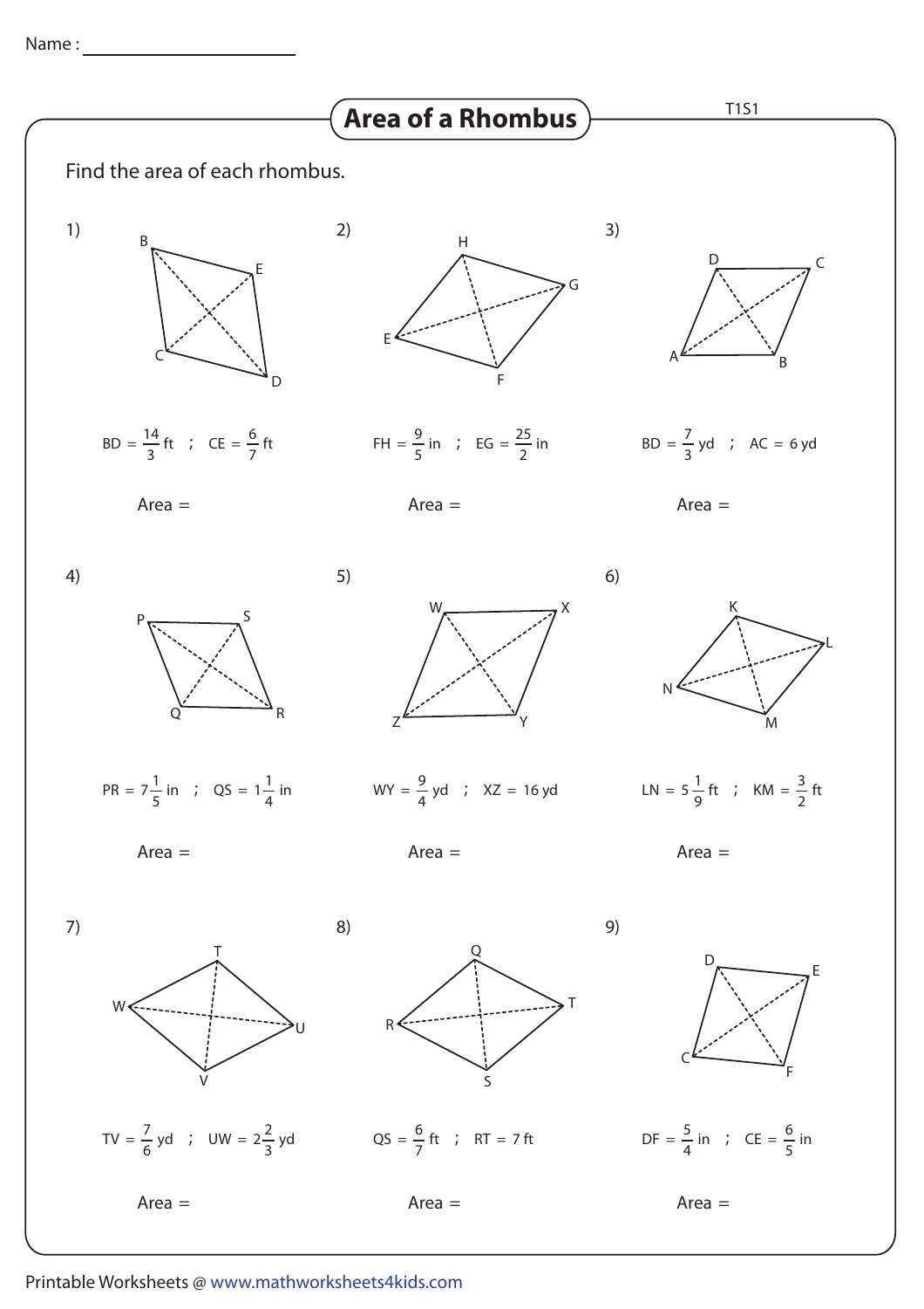Name : ____________________

# Area of a Rhombus

T1S1

Find the area of each rhombus.

1) $BD = \frac{14}{3}$ ft ; $CE = \frac{6}{7}$ ft

Area =

2) $FH = \frac{9}{5}$ in ; $EG = \frac{25}{2}$ in

Area =

3) $BD = \frac{7}{3}$ yd ; $AC = 6$ yd

Area =

4) $PR = 7\frac{1}{5}$ in ; $QS = 1\frac{1}{4}$ in

Area =

5) $WY = \frac{9}{4}$ yd ; $XZ = 16$ yd

Area =

6) $LN = 5\frac{1}{9}$ ft ; $KM = \frac{3}{2}$ ft

Area =

7) $TV = \frac{7}{6}$ yd ; $UW = 2\frac{2}{3}$ yd

Area =

8) $QS = \frac{6}{7}$ ft ; $RT = 7$ ft

Area =

9) $DF = \frac{5}{4}$ in ; $CE = \frac{6}{5}$ in

Area =

Printable Worksheets @ www.mathworksheets4kids.com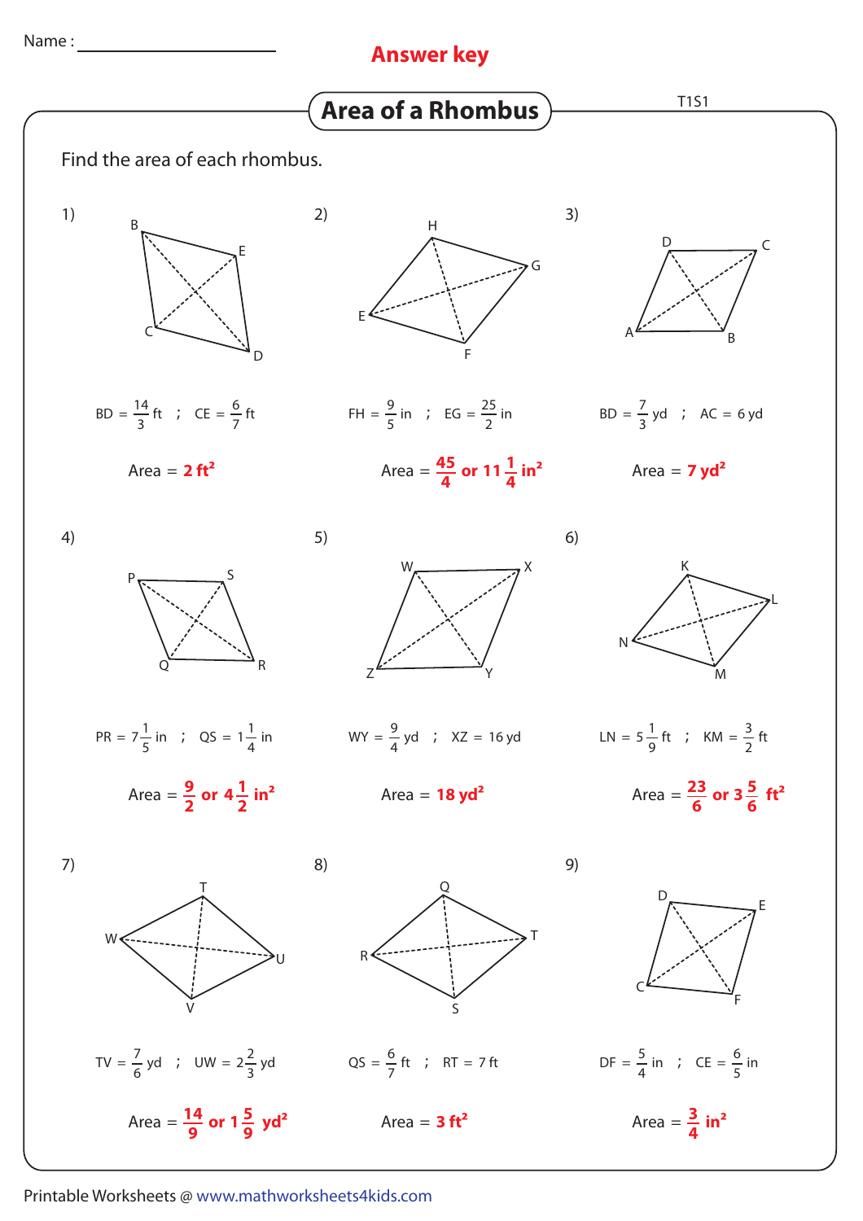Name : ____________________

**Answer key**

# Area of a Rhombus

T1S1

Find the area of each rhombus.

1) $BD = \frac{14}{3}$ ft ; $CE = \frac{6}{7}$ ft

Area = **2 ft²**

2) $FH = \frac{9}{5}$ in ; $EG = \frac{25}{2}$ in

Area = **$\frac{45}{4}$ or $11\frac{1}{4}$ in²**

3) $BD = \frac{7}{3}$ yd ; $AC = 6$ yd

Area = **7 yd²**

4) $PR = 7\frac{1}{5}$ in ; $QS = 1\frac{1}{4}$ in

Area = **$\frac{9}{2}$ or $4\frac{1}{2}$ in²**

5) $WY = \frac{9}{4}$ yd ; $XZ = 16$ yd

Area = **18 yd²**

6) $LN = 5\frac{1}{9}$ ft ; $KM = \frac{3}{2}$ ft

Area = **$\frac{23}{6}$ or $3\frac{5}{6}$ ft²**

7) $TV = \frac{7}{6}$ yd ; $UW = 2\frac{2}{3}$ yd

Area = **$\frac{14}{9}$ or $1\frac{5}{9}$ yd²**

8) $QS = \frac{6}{7}$ ft ; $RT = 7$ ft

Area = **3 ft²**

9) $DF = \frac{5}{4}$ in ; $CE = \frac{6}{5}$ in

Area = **$\frac{3}{4}$ in²**

Printable Worksheets @ www.mathworksheets4kids.com